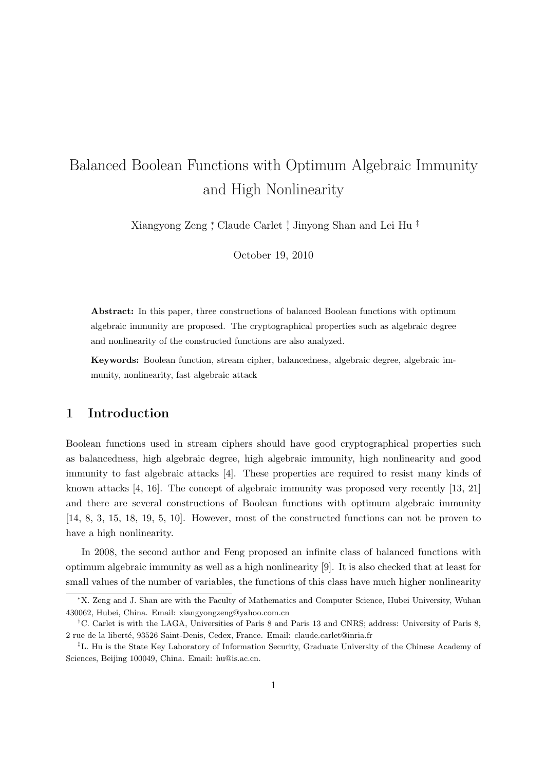# Balanced Boolean Functions with Optimum Algebraic Immunity and High Nonlinearity

Xiangyong Zeng [*], Claude Carlet [†], Jinyong Shan and Lei Hu [‡]

October 19, 2010

**Abstract:** In this paper, three constructions of balanced Boolean functions with optimum algebraic immunity are proposed. The cryptographical properties such as algebraic degree and nonlinearity of the constructed functions are also analyzed.

**Keywords:** Boolean function, stream cipher, balancedness, algebraic degree, algebraic immunity, nonlinearity, fast algebraic attack

## 1 Introduction

Boolean functions used in stream ciphers should have good cryptographical properties such as balancedness, high algebraic degree, high algebraic immunity, high nonlinearity and good immunity to fast algebraic attacks [4]. These properties are required to resist many kinds of known attacks [4, 16]. The concept of algebraic immunity was proposed very recently [13, 21] and there are several constructions of Boolean functions with optimum algebraic immunity [14, 8, 3, 15, 18, 19, 5, 10]. However, most of the constructed functions can not be proven to have a high nonlinearity.

In 2008, the second author and Feng proposed an infinite class of balanced functions with optimum algebraic immunity as well as a high nonlinearity [9]. It is also checked that at least for small values of the number of variables, the functions of this class have much higher nonlinearity

---

[*] X. Zeng and J. Shan are with the Faculty of Mathematics and Computer Science, Hubei University, Wuhan 430062, Hubei, China. Email: xiangyongzeng@yahoo.com.cn

[†] C. Carlet is with the LAGA, Universities of Paris 8 and Paris 13 and CNRS; address: University of Paris 8, 2 rue de la liberté, 93526 Saint-Denis, Cedex, France. Email: claude.carlet@inria.fr

[‡] L. Hu is the State Key Laboratory of Information Security, Graduate University of the Chinese Academy of Sciences, Beijing 100049, China. Email: hu@is.ac.cn.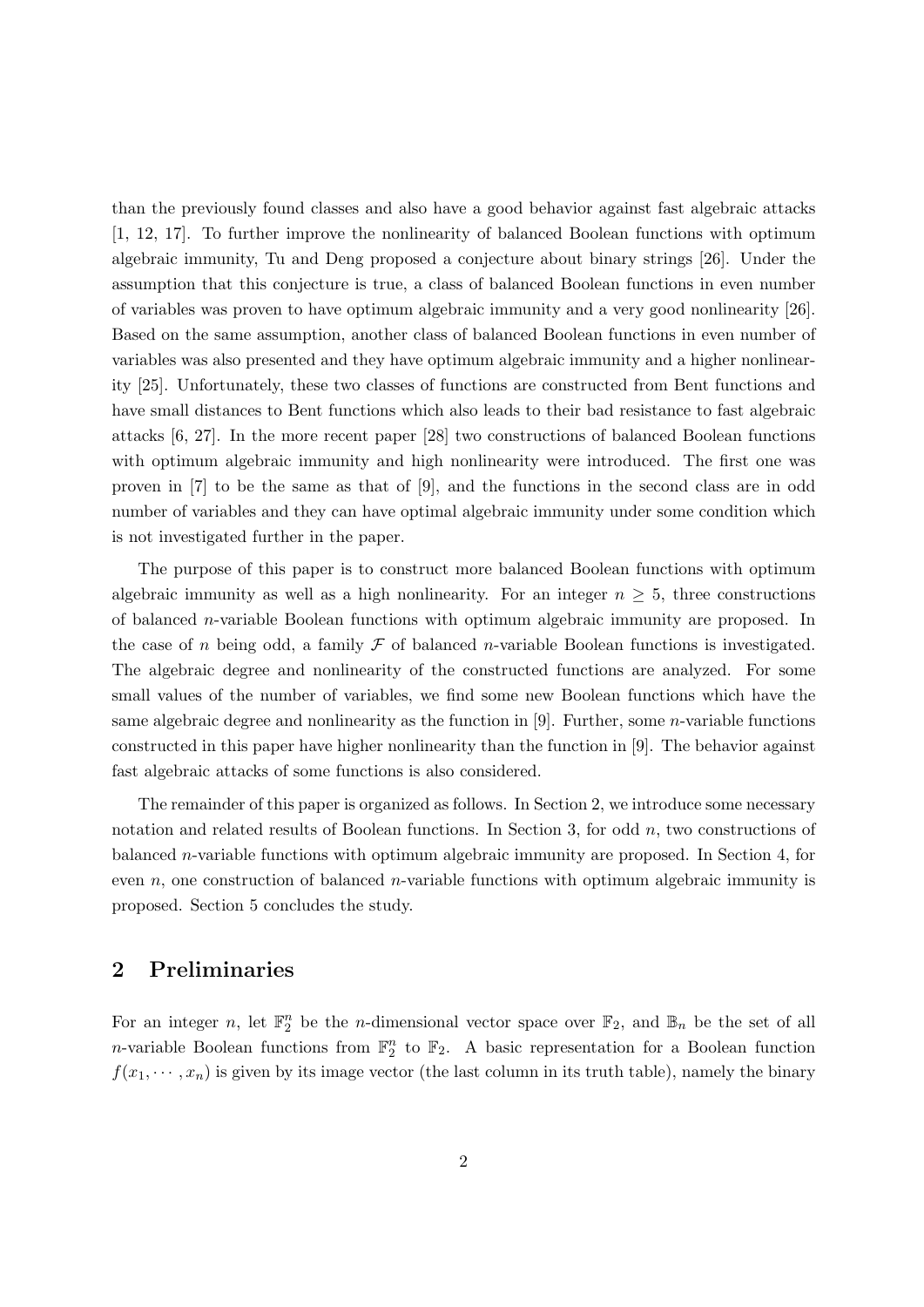than the previously found classes and also have a good behavior against fast algebraic attacks [1, 12, 17]. To further improve the nonlinearity of balanced Boolean functions with optimum algebraic immunity, Tu and Deng proposed a conjecture about binary strings [26]. Under the assumption that this conjecture is true, a class of balanced Boolean functions in even number of variables was proven to have optimum algebraic immunity and a very good nonlinearity [26]. Based on the same assumption, another class of balanced Boolean functions in even number of variables was also presented and they have optimum algebraic immunity and a higher nonlinearity [25]. Unfortunately, these two classes of functions are constructed from Bent functions and have small distances to Bent functions which also leads to their bad resistance to fast algebraic attacks [6, 27]. In the more recent paper [28] two constructions of balanced Boolean functions with optimum algebraic immunity and high nonlinearity were introduced. The first one was proven in [7] to be the same as that of [9], and the functions in the second class are in odd number of variables and they can have optimal algebraic immunity under some condition which is not investigated further in the paper.

The purpose of this paper is to construct more balanced Boolean functions with optimum algebraic immunity as well as a high nonlinearity. For an integer $n \geq 5$, three constructions of balanced $n$-variable Boolean functions with optimum algebraic immunity are proposed. In the case of $n$ being odd, a family $\mathcal{F}$ of balanced $n$-variable Boolean functions is investigated. The algebraic degree and nonlinearity of the constructed functions are analyzed. For some small values of the number of variables, we find some new Boolean functions which have the same algebraic degree and nonlinearity as the function in [9]. Further, some $n$-variable functions constructed in this paper have higher nonlinearity than the function in [9]. The behavior against fast algebraic attacks of some functions is also considered.

The remainder of this paper is organized as follows. In Section 2, we introduce some necessary notation and related results of Boolean functions. In Section 3, for odd $n$, two constructions of balanced $n$-variable functions with optimum algebraic immunity are proposed. In Section 4, for even $n$, one construction of balanced $n$-variable functions with optimum algebraic immunity is proposed. Section 5 concludes the study.

## 2 Preliminaries

For an integer $n$, let $\mathbb{F}_2^n$ be the $n$-dimensional vector space over $\mathbb{F}_2$, and $\mathbb{B}_n$ be the set of all $n$-variable Boolean functions from $\mathbb{F}_2^n$ to $\mathbb{F}_2$. A basic representation for a Boolean function $f(x_1, \cdots, x_n)$ is given by its image vector (the last column in its truth table), namely the binary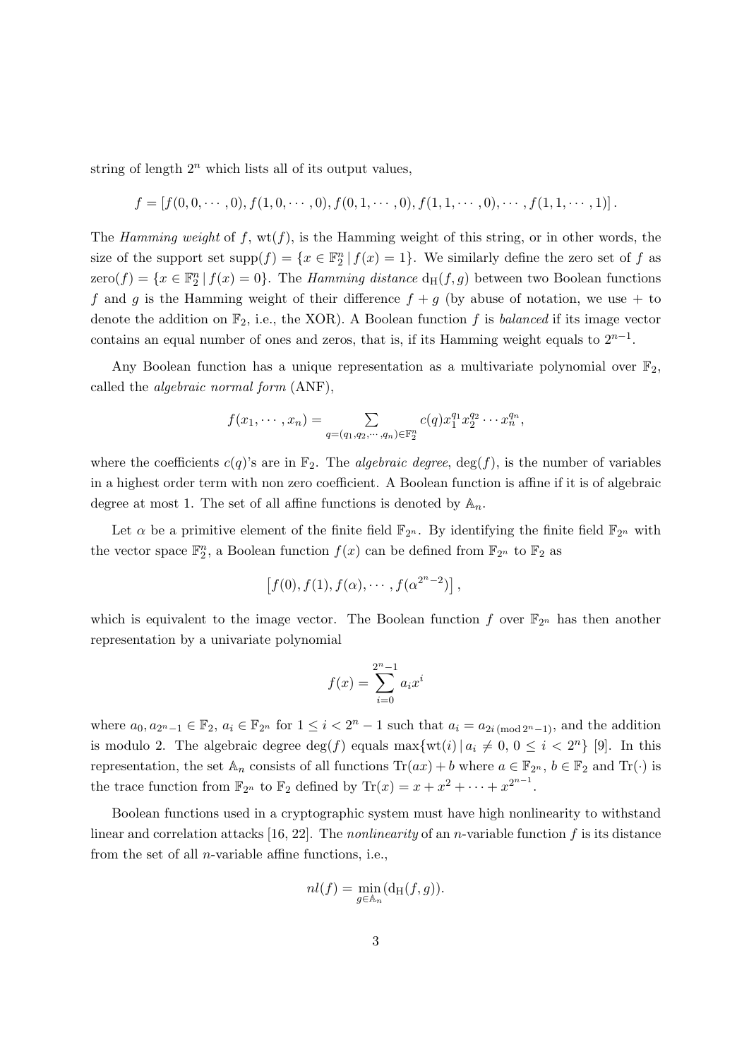string of length $2^n$ which lists all of its output values,

$$f = [f(0,0,\cdots,0), f(1,0,\cdots,0), f(0,1,\cdots,0), f(1,1,\cdots,0), \cdots, f(1,1,\cdots,1)].$$

The *Hamming weight* of $f$, $\mathrm{wt}(f)$, is the Hamming weight of this string, or in other words, the size of the support set $\mathrm{supp}(f) = \{x \in \mathbb{F}_2^n \,|\, f(x) = 1\}$. We similarly define the zero set of $f$ as $\mathrm{zero}(f) = \{x \in \mathbb{F}_2^n \,|\, f(x) = 0\}$. The *Hamming distance* $\mathrm{d_H}(f, g)$ between two Boolean functions $f$ and $g$ is the Hamming weight of their difference $f + g$ (by abuse of notation, we use $+$ to denote the addition on $\mathbb{F}_2$, i.e., the XOR). A Boolean function $f$ is *balanced* if its image vector contains an equal number of ones and zeros, that is, if its Hamming weight equals to $2^{n-1}$.

Any Boolean function has a unique representation as a multivariate polynomial over $\mathbb{F}_2$, called the *algebraic normal form* (ANF),

$$f(x_1, \cdots, x_n) = \sum_{q=(q_1,q_2,\cdots,q_n)\in\mathbb{F}_2^n} c(q) x_1^{q_1} x_2^{q_2} \cdots x_n^{q_n},$$

where the coefficients $c(q)$'s are in $\mathbb{F}_2$. The *algebraic degree*, $\deg(f)$, is the number of variables in a highest order term with non zero coefficient. A Boolean function is affine if it is of algebraic degree at most 1. The set of all affine functions is denoted by $\mathbb{A}_n$.

Let $\alpha$ be a primitive element of the finite field $\mathbb{F}_{2^n}$. By identifying the finite field $\mathbb{F}_{2^n}$ with the vector space $\mathbb{F}_2^n$, a Boolean function $f(x)$ can be defined from $\mathbb{F}_{2^n}$ to $\mathbb{F}_2$ as

$$\left[f(0), f(1), f(\alpha), \cdots, f(\alpha^{2^n-2})\right],$$

which is equivalent to the image vector. The Boolean function $f$ over $\mathbb{F}_{2^n}$ has then another representation by a univariate polynomial

$$f(x) = \sum_{i=0}^{2^n-1} a_i x^i$$

where $a_0, a_{2^n-1} \in \mathbb{F}_2$, $a_i \in \mathbb{F}_{2^n}$ for $1 \le i < 2^n - 1$ such that $a_i = a_{2i \,(\mathrm{mod}\, 2^n-1)}$, and the addition is modulo 2. The algebraic degree $\deg(f)$ equals $\max\{\mathrm{wt}(i) \,|\, a_i \neq 0,\, 0 \le i < 2^n\}$ [9]. In this representation, the set $\mathbb{A}_n$ consists of all functions $\mathrm{Tr}(ax) + b$ where $a \in \mathbb{F}_{2^n}$, $b \in \mathbb{F}_2$ and $\mathrm{Tr}(\cdot)$ is the trace function from $\mathbb{F}_{2^n}$ to $\mathbb{F}_2$ defined by $\mathrm{Tr}(x) = x + x^2 + \cdots + x^{2^{n-1}}$.

Boolean functions used in a cryptographic system must have high nonlinearity to withstand linear and correlation attacks [16, 22]. The *nonlinearity* of an $n$-variable function $f$ is its distance from the set of all $n$-variable affine functions, i.e.,

$$nl(f) = \min_{g\in\mathbb{A}_n}(\mathrm{d_H}(f, g)).$$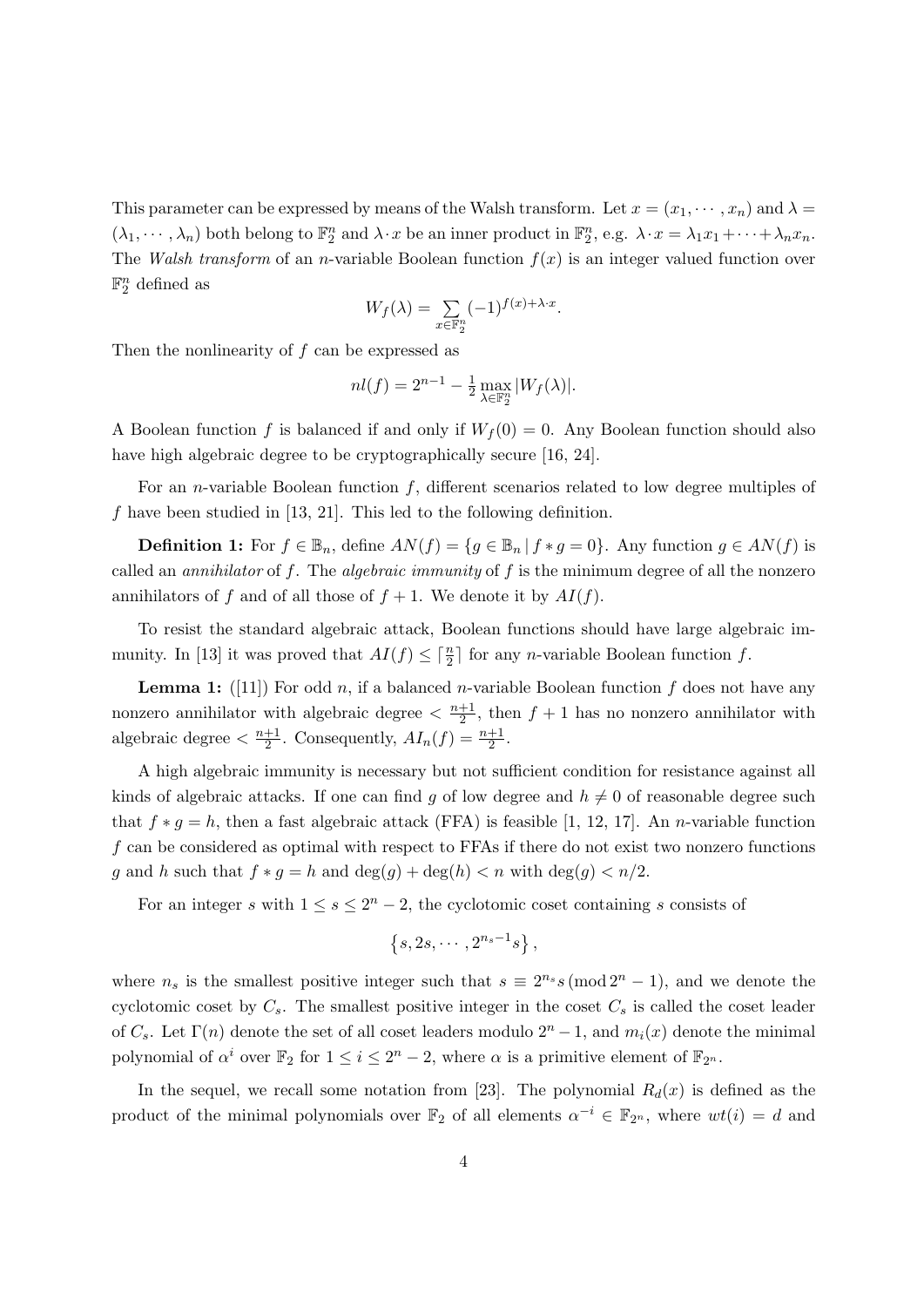This parameter can be expressed by means of the Walsh transform. Let $x = (x_1, \cdots, x_n)$ and $\lambda = (\lambda_1, \cdots, \lambda_n)$ both belong to $\mathbb{F}_2^n$ and $\lambda \cdot x$ be an inner product in $\mathbb{F}_2^n$, e.g. $\lambda \cdot x = \lambda_1 x_1 + \cdots + \lambda_n x_n$. The *Walsh transform* of an $n$-variable Boolean function $f(x)$ is an integer valued function over $\mathbb{F}_2^n$ defined as

$$W_f(\lambda) = \sum_{x \in \mathbb{F}_2^n} (-1)^{f(x) + \lambda \cdot x}.$$

Then the nonlinearity of $f$ can be expressed as

$$nl(f) = 2^{n-1} - \tfrac{1}{2} \max_{\lambda \in \mathbb{F}_2^n} |W_f(\lambda)|.$$

A Boolean function $f$ is balanced if and only if $W_f(0) = 0$. Any Boolean function should also have high algebraic degree to be cryptographically secure [16, 24].

For an $n$-variable Boolean function $f$, different scenarios related to low degree multiples of $f$ have been studied in [13, 21]. This led to the following definition.

**Definition 1:** For $f \in \mathbb{B}_n$, define $AN(f) = \{g \in \mathbb{B}_n \,|\, f * g = 0\}$. Any function $g \in AN(f)$ is called an *annihilator* of $f$. The *algebraic immunity* of $f$ is the minimum degree of all the nonzero annihilators of $f$ and of all those of $f + 1$. We denote it by $AI(f)$.

To resist the standard algebraic attack, Boolean functions should have large algebraic immunity. In [13] it was proved that $AI(f) \leq \lceil \frac{n}{2} \rceil$ for any $n$-variable Boolean function $f$.

**Lemma 1:** ([11]) For odd $n$, if a balanced $n$-variable Boolean function $f$ does not have any nonzero annihilator with algebraic degree $< \frac{n+1}{2}$, then $f + 1$ has no nonzero annihilator with algebraic degree $< \frac{n+1}{2}$. Consequently, $AI_n(f) = \frac{n+1}{2}$.

A high algebraic immunity is necessary but not sufficient condition for resistance against all kinds of algebraic attacks. If one can find $g$ of low degree and $h \neq 0$ of reasonable degree such that $f * g = h$, then a fast algebraic attack (FFA) is feasible [1, 12, 17]. An $n$-variable function $f$ can be considered as optimal with respect to FFAs if there do not exist two nonzero functions $g$ and $h$ such that $f * g = h$ and $\deg(g) + \deg(h) < n$ with $\deg(g) < n/2$.

For an integer $s$ with $1 \leq s \leq 2^n - 2$, the cyclotomic coset containing $s$ consists of

$$\left\{ s, 2s, \cdots, 2^{n_s - 1} s \right\},$$

where $n_s$ is the smallest positive integer such that $s \equiv 2^{n_s} s \,(\bmod\, 2^n - 1)$, and we denote the cyclotomic coset by $C_s$. The smallest positive integer in the coset $C_s$ is called the coset leader of $C_s$. Let $\Gamma(n)$ denote the set of all coset leaders modulo $2^n - 1$, and $m_i(x)$ denote the minimal polynomial of $\alpha^i$ over $\mathbb{F}_2$ for $1 \leq i \leq 2^n - 2$, where $\alpha$ is a primitive element of $\mathbb{F}_{2^n}$.

In the sequel, we recall some notation from [23]. The polynomial $R_d(x)$ is defined as the product of the minimal polynomials over $\mathbb{F}_2$ of all elements $\alpha^{-i} \in \mathbb{F}_{2^n}$, where $wt(i) = d$ and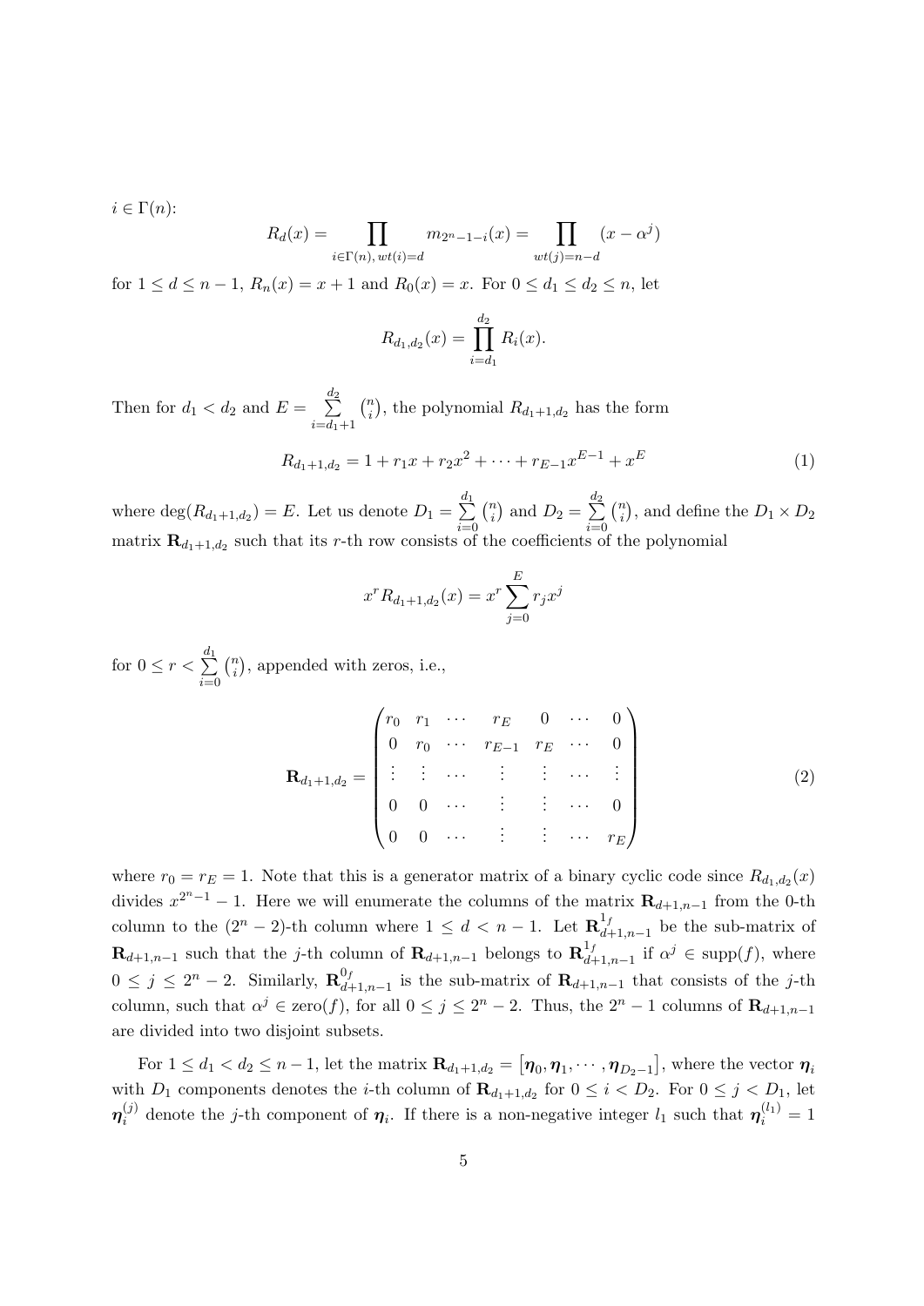$i \in \Gamma(n)$:

$$R_d(x) = \prod_{i \in \Gamma(n),\, wt(i)=d} m_{2^n-1-i}(x) = \prod_{wt(j)=n-d} (x - \alpha^j)$$

for $1 \leq d \leq n-1$, $R_n(x) = x+1$ and $R_0(x) = x$. For $0 \leq d_1 \leq d_2 \leq n$, let

$$R_{d_1,d_2}(x) = \prod_{i=d_1}^{d_2} R_i(x).$$

Then for $d_1 < d_2$ and $E = \sum\limits_{i=d_1+1}^{d_2} \binom{n}{i}$, the polynomial $R_{d_1+1,d_2}$ has the form

$$R_{d_1+1,d_2} = 1 + r_1 x + r_2 x^2 + \cdots + r_{E-1} x^{E-1} + x^E \tag{1}$$

where $\deg(R_{d_1+1,d_2}) = E$. Let us denote $D_1 = \sum\limits_{i=0}^{d_1} \binom{n}{i}$ and $D_2 = \sum\limits_{i=0}^{d_2} \binom{n}{i}$, and define the $D_1 \times D_2$ matrix $\mathbf{R}_{d_1+1,d_2}$ such that its $r$-th row consists of the coefficients of the polynomial

$$x^r R_{d_1+1,d_2}(x) = x^r \sum_{j=0}^{E} r_j x^j$$

for $0 \leq r < \sum\limits_{i=0}^{d_1} \binom{n}{i}$, appended with zeros, i.e.,

$$\mathbf{R}_{d_1+1,d_2} = \begin{pmatrix} r_0 & r_1 & \cdots & r_E & 0 & \cdots & 0 \\ 0 & r_0 & \cdots & r_{E-1} & r_E & \cdots & 0 \\ \vdots & \vdots & \cdots & \vdots & \vdots & \cdots & \vdots \\ 0 & 0 & \cdots & \vdots & \vdots & \cdots & 0 \\ 0 & 0 & \cdots & \vdots & \vdots & \cdots & r_E \end{pmatrix} \tag{2}$$

where $r_0 = r_E = 1$. Note that this is a generator matrix of a binary cyclic code since $R_{d_1,d_2}(x)$ divides $x^{2^n-1} - 1$. Here we will enumerate the columns of the matrix $\mathbf{R}_{d+1,n-1}$ from the 0-th column to the $(2^n-2)$-th column where $1 \leq d < n-1$. Let $\mathbf{R}^{1_f}_{d+1,n-1}$ be the sub-matrix of $\mathbf{R}_{d+1,n-1}$ such that the $j$-th column of $\mathbf{R}_{d+1,n-1}$ belongs to $\mathbf{R}^{1_f}_{d+1,n-1}$ if $\alpha^j \in \text{supp}(f)$, where $0 \leq j \leq 2^n-2$. Similarly, $\mathbf{R}^{0_f}_{d+1,n-1}$ is the sub-matrix of $\mathbf{R}_{d+1,n-1}$ that consists of the $j$-th column, such that $\alpha^j \in \text{zero}(f)$, for all $0 \leq j \leq 2^n-2$. Thus, the $2^n-1$ columns of $\mathbf{R}_{d+1,n-1}$ are divided into two disjoint subsets.

For $1 \leq d_1 < d_2 \leq n-1$, let the matrix $\mathbf{R}_{d_1+1,d_2} = \left[\boldsymbol{\eta}_0, \boldsymbol{\eta}_1, \cdots, \boldsymbol{\eta}_{D_2-1}\right]$, where the vector $\boldsymbol{\eta}_i$ with $D_1$ components denotes the $i$-th column of $\mathbf{R}_{d_1+1,d_2}$ for $0 \leq i < D_2$. For $0 \leq j < D_1$, let $\boldsymbol{\eta}_i^{(j)}$ denote the $j$-th component of $\boldsymbol{\eta}_i$. If there is a non-negative integer $l_1$ such that $\boldsymbol{\eta}_i^{(l_1)} = 1$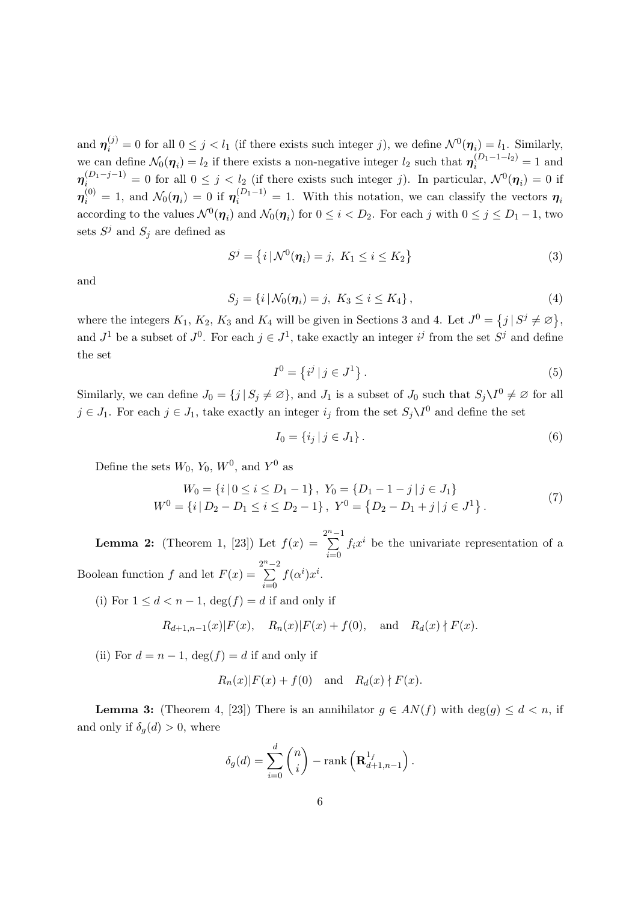and $\boldsymbol{\eta}_i^{(j)} = 0$ for all $0 \leq j < l_1$ (if there exists such integer $j$), we define $\mathcal{N}^0(\boldsymbol{\eta}_i) = l_1$. Similarly, we can define $\mathcal{N}_0(\boldsymbol{\eta}_i) = l_2$ if there exists a non-negative integer $l_2$ such that $\boldsymbol{\eta}_i^{(D_1-1-l_2)} = 1$ and $\boldsymbol{\eta}_i^{(D_1-j-1)} = 0$ for all $0 \leq j < l_2$ (if there exists such integer $j$). In particular, $\mathcal{N}^0(\boldsymbol{\eta}_i) = 0$ if $\boldsymbol{\eta}_i^{(0)} = 1$, and $\mathcal{N}_0(\boldsymbol{\eta}_i) = 0$ if $\boldsymbol{\eta}_i^{(D_1-1)} = 1$. With this notation, we can classify the vectors $\boldsymbol{\eta}_i$ according to the values $\mathcal{N}^0(\boldsymbol{\eta}_i)$ and $\mathcal{N}_0(\boldsymbol{\eta}_i)$ for $0 \leq i < D_2$. For each $j$ with $0 \leq j \leq D_1 - 1$, two sets $S^j$ and $S_j$ are defined as

$$S^j = \left\{ i \,|\, \mathcal{N}^0(\boldsymbol{\eta}_i) = j,\ K_1 \leq i \leq K_2 \right\} \tag{3}$$

and

$$S_j = \left\{ i \,|\, \mathcal{N}_0(\boldsymbol{\eta}_i) = j,\ K_3 \leq i \leq K_4 \right\}, \tag{4}$$

where the integers $K_1$, $K_2$, $K_3$ and $K_4$ will be given in Sections 3 and 4. Let $J^0 = \left\{ j \,|\, S^j \neq \varnothing \right\}$, and $J^1$ be a subset of $J^0$. For each $j \in J^1$, take exactly an integer $i^j$ from the set $S^j$ and define the set

$$I^0 = \left\{ i^j \,|\, j \in J^1 \right\}. \tag{5}$$

Similarly, we can define $J_0 = \{ j \,|\, S_j \neq \varnothing \}$, and $J_1$ is a subset of $J_0$ such that $S_j \backslash I^0 \neq \varnothing$ for all $j \in J_1$. For each $j \in J_1$, take exactly an integer $i_j$ from the set $S_j \backslash I^0$ and define the set

$$I_0 = \{ i_j \,|\, j \in J_1 \}. \tag{6}$$

Define the sets $W_0$, $Y_0$, $W^0$, and $Y^0$ as

$$\begin{aligned} W_0 = \{ i \,|\, 0 \leq i \leq D_1 - 1 \},\ Y_0 = \{ D_1 - 1 - j \,|\, j \in J_1 \} \\ W^0 = \{ i \,|\, D_2 - D_1 \leq i \leq D_2 - 1 \},\ Y^0 = \left\{ D_2 - D_1 + j \,|\, j \in J^1 \right\}. \end{aligned} \tag{7}$$

**Lemma 2:** (Theorem 1, [23]) Let $f(x) = \sum_{i=0}^{2^n-1} f_i x^i$ be the univariate representation of a Boolean function $f$ and let $F(x) = \sum_{i=0}^{2^n-2} f(\alpha^i) x^i$.

(i) For $1 \leq d < n-1$, $\deg(f) = d$ if and only if

$$R_{d+1,n-1}(x) | F(x), \quad R_n(x) | F(x) + f(0), \quad \text{and} \quad R_d(x) \nmid F(x).$$

(ii) For $d = n-1$, $\deg(f) = d$ if and only if

$$R_n(x) | F(x) + f(0) \quad \text{and} \quad R_d(x) \nmid F(x).$$

**Lemma 3:** (Theorem 4, [23]) There is an annihilator $g \in AN(f)$ with $\deg(g) \leq d < n$, if and only if $\delta_g(d) > 0$, where

$$\delta_g(d) = \sum_{i=0}^{d} \binom{n}{i} - \operatorname{rank}\left( \mathbf{R}_{d+1,n-1}^{1_f} \right).$$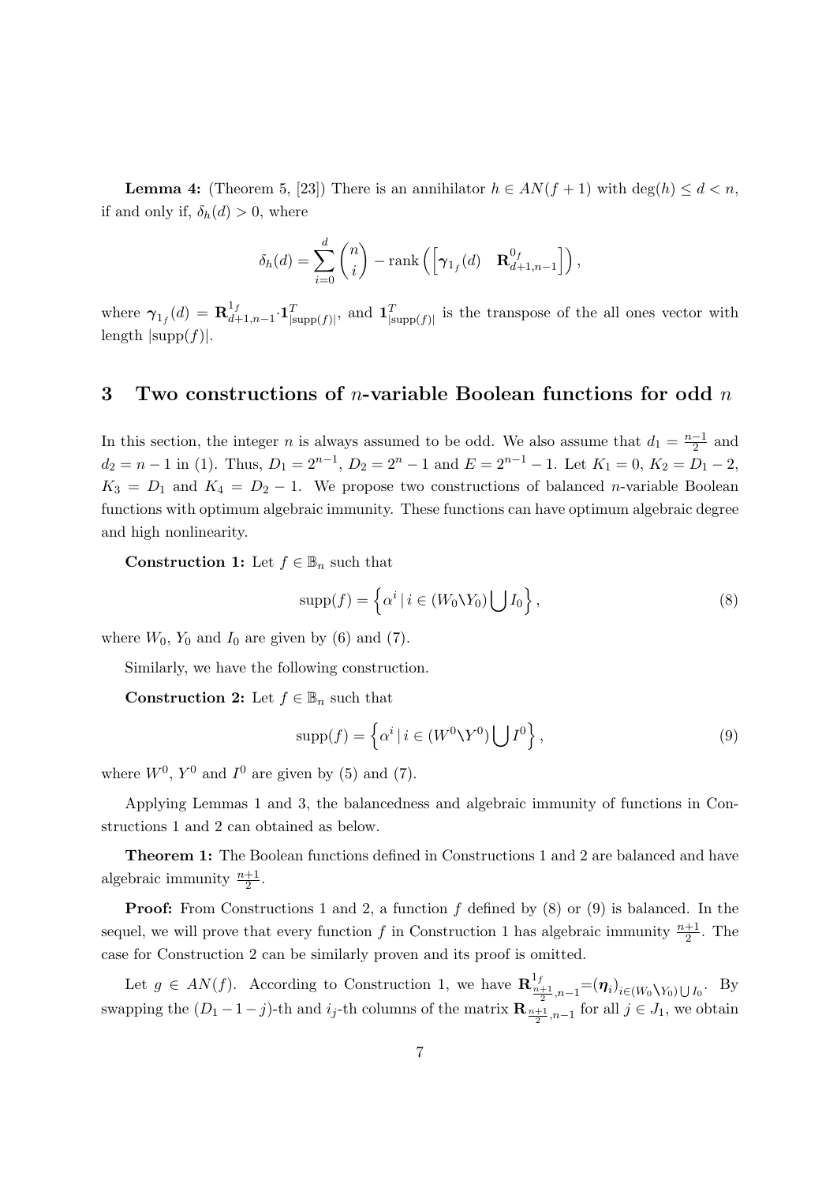**Lemma 4:** (Theorem 5, [23]) There is an annihilator $h \in AN(f+1)$ with $\deg(h) \leq d < n$, if and only if, $\delta_h(d) > 0$, where

$$\delta_h(d) = \sum_{i=0}^{d} \binom{n}{i} - \operatorname{rank}\left( \begin{bmatrix} \boldsymbol{\gamma}_{1_f}(d) & \mathbf{R}^{0_f}_{d+1,n-1} \end{bmatrix} \right),$$

where $\boldsymbol{\gamma}_{1_f}(d) = \mathbf{R}^{1_f}_{d+1,n-1} \cdot \mathbf{1}^T_{|\mathrm{supp}(f)|}$, and $\mathbf{1}^T_{|\mathrm{supp}(f)|}$ is the transpose of the all ones vector with length $|\mathrm{supp}(f)|$.

## 3 Two constructions of $n$-variable Boolean functions for odd $n$

In this section, the integer $n$ is always assumed to be odd. We also assume that $d_1 = \frac{n-1}{2}$ and $d_2 = n-1$ in (1). Thus, $D_1 = 2^{n-1}$, $D_2 = 2^n - 1$ and $E = 2^{n-1} - 1$. Let $K_1 = 0$, $K_2 = D_1 - 2$, $K_3 = D_1$ and $K_4 = D_2 - 1$. We propose two constructions of balanced $n$-variable Boolean functions with optimum algebraic immunity. These functions can have optimum algebraic degree and high nonlinearity.

**Construction 1:** Let $f \in \mathbb{B}_n$ such that

$$\mathrm{supp}(f) = \left\{ \alpha^i \,|\, i \in (W_0 \backslash Y_0) \bigcup I_0 \right\}, \tag{8}$$

where $W_0$, $Y_0$ and $I_0$ are given by (6) and (7).

Similarly, we have the following construction.

**Construction 2:** Let $f \in \mathbb{B}_n$ such that

$$\mathrm{supp}(f) = \left\{ \alpha^i \,|\, i \in (W^0 \backslash Y^0) \bigcup I^0 \right\}, \tag{9}$$

where $W^0$, $Y^0$ and $I^0$ are given by (5) and (7).

Applying Lemmas 1 and 3, the balancedness and algebraic immunity of functions in Constructions 1 and 2 can obtained as below.

**Theorem 1:** The Boolean functions defined in Constructions 1 and 2 are balanced and have algebraic immunity $\frac{n+1}{2}$.

**Proof:** From Constructions 1 and 2, a function $f$ defined by (8) or (9) is balanced. In the sequel, we will prove that every function $f$ in Construction 1 has algebraic immunity $\frac{n+1}{2}$. The case for Construction 2 can be similarly proven and its proof is omitted.

Let $g \in AN(f)$. According to Construction 1, we have $\mathbf{R}^{1_f}_{\frac{n+1}{2},n-1} = (\boldsymbol{\eta}_i)_{i \in (W_0 \backslash Y_0) \bigcup I_0}$. By swapping the $(D_1 - 1 - j)$-th and $i_j$-th columns of the matrix $\mathbf{R}_{\frac{n+1}{2},n-1}$ for all $j \in J_1$, we obtain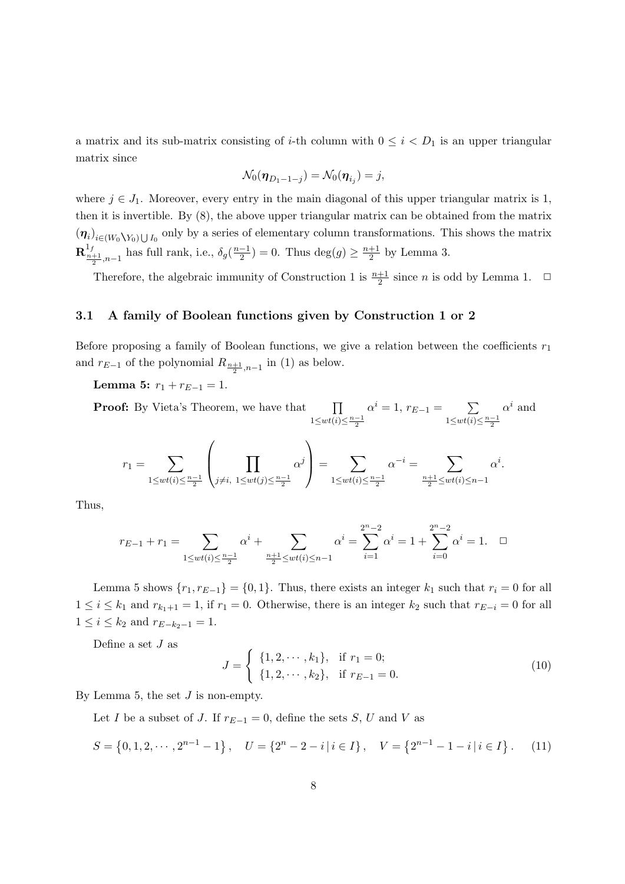a matrix and its sub-matrix consisting of $i$-th column with $0 \leq i < D_1$ is an upper triangular matrix since

$$\mathcal{N}_0(\boldsymbol{\eta}_{D_1-1-j}) = \mathcal{N}_0(\boldsymbol{\eta}_{i_j}) = j,$$

where $j \in J_1$. Moreover, every entry in the main diagonal of this upper triangular matrix is 1, then it is invertible. By (8), the above upper triangular matrix can be obtained from the matrix $(\boldsymbol{\eta}_i)_{i\in(W_0\setminus Y_0)\bigcup I_0}$ only by a series of elementary column transformations. This shows the matrix $\mathbf{R}^{1_f}_{\frac{n+1}{2},n-1}$ has full rank, i.e., $\delta_g(\frac{n-1}{2}) = 0$. Thus $\deg(g) \geq \frac{n+1}{2}$ by Lemma 3.

Therefore, the algebraic immunity of Construction 1 is $\frac{n+1}{2}$ since $n$ is odd by Lemma 1. $\square$

### 3.1 A family of Boolean functions given by Construction 1 or 2

Before proposing a family of Boolean functions, we give a relation between the coefficients $r_1$ and $r_{E-1}$ of the polynomial $R_{\frac{n+1}{2},n-1}$ in (1) as below.

**Lemma 5:** $r_1 + r_{E-1} = 1$.

**Proof:** By Vieta's Theorem, we have that $\prod\limits_{1\leq wt(i)\leq\frac{n-1}{2}} \alpha^i = 1$, $r_{E-1} = \sum\limits_{1\leq wt(i)\leq\frac{n-1}{2}} \alpha^i$ and

$$r_1 = \sum_{1\leq wt(i)\leq\frac{n-1}{2}} \left( \prod_{j\neq i,\ 1\leq wt(j)\leq\frac{n-1}{2}} \alpha^j \right) = \sum_{1\leq wt(i)\leq\frac{n-1}{2}} \alpha^{-i} = \sum_{\frac{n+1}{2}\leq wt(i)\leq n-1} \alpha^i.$$

Thus,

$$r_{E-1} + r_1 = \sum_{1\leq wt(i)\leq\frac{n-1}{2}} \alpha^i + \sum_{\frac{n+1}{2}\leq wt(i)\leq n-1} \alpha^i = \sum_{i=1}^{2^n-2} \alpha^i = 1 + \sum_{i=0}^{2^n-2} \alpha^i = 1. \quad \square$$

Lemma 5 shows $\{r_1, r_{E-1}\} = \{0, 1\}$. Thus, there exists an integer $k_1$ such that $r_i = 0$ for all $1 \leq i \leq k_1$ and $r_{k_1+1} = 1$, if $r_1 = 0$. Otherwise, there is an integer $k_2$ such that $r_{E-i} = 0$ for all $1 \leq i \leq k_2$ and $r_{E-k_2-1} = 1$.

Define a set $J$ as

$$J = \begin{cases} \{1, 2, \cdots, k_1\}, & \text{if } r_1 = 0; \\ \{1, 2, \cdots, k_2\}, & \text{if } r_{E-1} = 0. \end{cases} \tag{10}$$

By Lemma 5, the set $J$ is non-empty.

Let $I$ be a subset of $J$. If $r_{E-1} = 0$, define the sets $S$, $U$ and $V$ as

$$S = \left\{0, 1, 2, \cdots, 2^{n-1} - 1\right\}, \quad U = \left\{2^n - 2 - i \,|\, i \in I\right\}, \quad V = \left\{2^{n-1} - 1 - i \,|\, i \in I\right\}. \tag{11}$$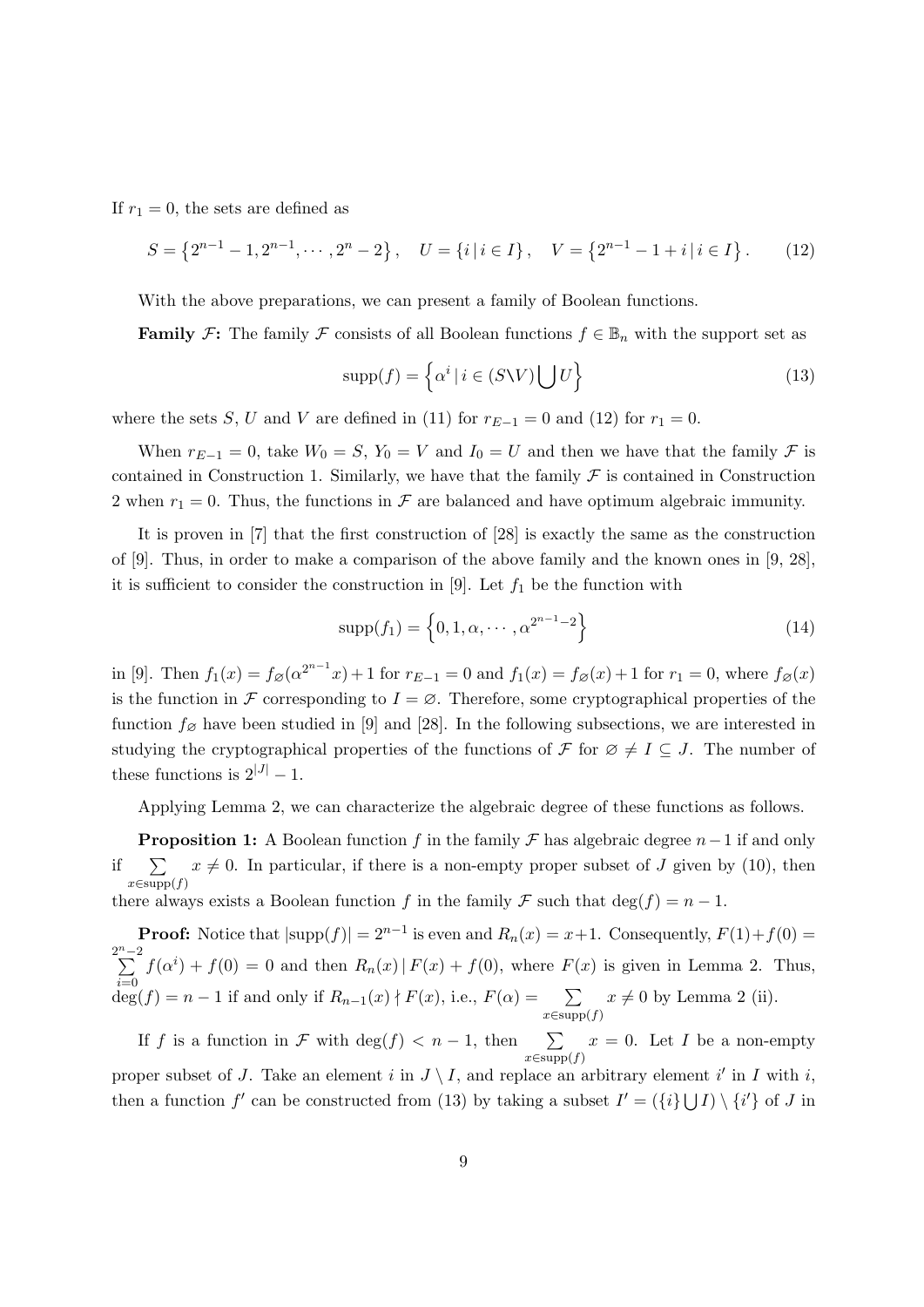If $r_1 = 0$, the sets are defined as

$$S = \left\{2^{n-1} - 1, 2^{n-1}, \cdots, 2^n - 2\right\}, \quad U = \{i \,|\, i \in I\}, \quad V = \left\{2^{n-1} - 1 + i \,|\, i \in I\right\}. \tag{12}$$

With the above preparations, we can present a family of Boolean functions.

**Family $\mathcal{F}$:** The family $\mathcal{F}$ consists of all Boolean functions $f \in \mathbb{B}_n$ with the support set as

$$\mathrm{supp}(f) = \left\{\alpha^i \,|\, i \in (S \backslash V) \bigcup U\right\} \tag{13}$$

where the sets $S$, $U$ and $V$ are defined in (11) for $r_{E-1} = 0$ and (12) for $r_1 = 0$.

When $r_{E-1} = 0$, take $W_0 = S$, $Y_0 = V$ and $I_0 = U$ and then we have that the family $\mathcal{F}$ is contained in Construction 1. Similarly, we have that the family $\mathcal{F}$ is contained in Construction 2 when $r_1 = 0$. Thus, the functions in $\mathcal{F}$ are balanced and have optimum algebraic immunity.

It is proven in [7] that the first construction of [28] is exactly the same as the construction of [9]. Thus, in order to make a comparison of the above family and the known ones in [9, 28], it is sufficient to consider the construction in [9]. Let $f_1$ be the function with

$$\mathrm{supp}(f_1) = \left\{0, 1, \alpha, \cdots, \alpha^{2^{n-1}-2}\right\} \tag{14}$$

in [9]. Then $f_1(x) = f_\varnothing(\alpha^{2^{n-1}} x) + 1$ for $r_{E-1} = 0$ and $f_1(x) = f_\varnothing(x) + 1$ for $r_1 = 0$, where $f_\varnothing(x)$ is the function in $\mathcal{F}$ corresponding to $I = \varnothing$. Therefore, some cryptographical properties of the function $f_\varnothing$ have been studied in [9] and [28]. In the following subsections, we are interested in studying the cryptographical properties of the functions of $\mathcal{F}$ for $\varnothing \neq I \subseteq J$. The number of these functions is $2^{|J|} - 1$.

Applying Lemma 2, we can characterize the algebraic degree of these functions as follows.

**Proposition 1:** A Boolean function $f$ in the family $\mathcal{F}$ has algebraic degree $n-1$ if and only if $\sum\limits_{x \in \mathrm{supp}(f)} x \neq 0$. In particular, if there is a non-empty proper subset of $J$ given by (10), then there always exists a Boolean function $f$ in the family $\mathcal{F}$ such that $\deg(f) = n - 1$.

**Proof:** Notice that $|\mathrm{supp}(f)| = 2^{n-1}$ is even and $R_n(x) = x+1$. Consequently, $F(1)+f(0) = \sum\limits_{i=0}^{2^n-2} f(\alpha^i) + f(0) = 0$ and then $R_n(x) \,|\, F(x) + f(0)$, where $F(x)$ is given in Lemma 2. Thus, $\deg(f) = n - 1$ if and only if $R_{n-1}(x) \nmid F(x)$, i.e., $F(\alpha) = \sum\limits_{x \in \mathrm{supp}(f)} x \neq 0$ by Lemma 2 (ii).

If $f$ is a function in $\mathcal{F}$ with $\deg(f) < n - 1$, then $\sum\limits_{x \in \mathrm{supp}(f)} x = 0$. Let $I$ be a non-empty proper subset of $J$. Take an element $i$ in $J \setminus I$, and replace an arbitrary element $i'$ in $I$ with $i$, then a function $f'$ can be constructed from (13) by taking a subset $I' = (\{i\} \bigcup I) \setminus \{i'\}$ of $J$ in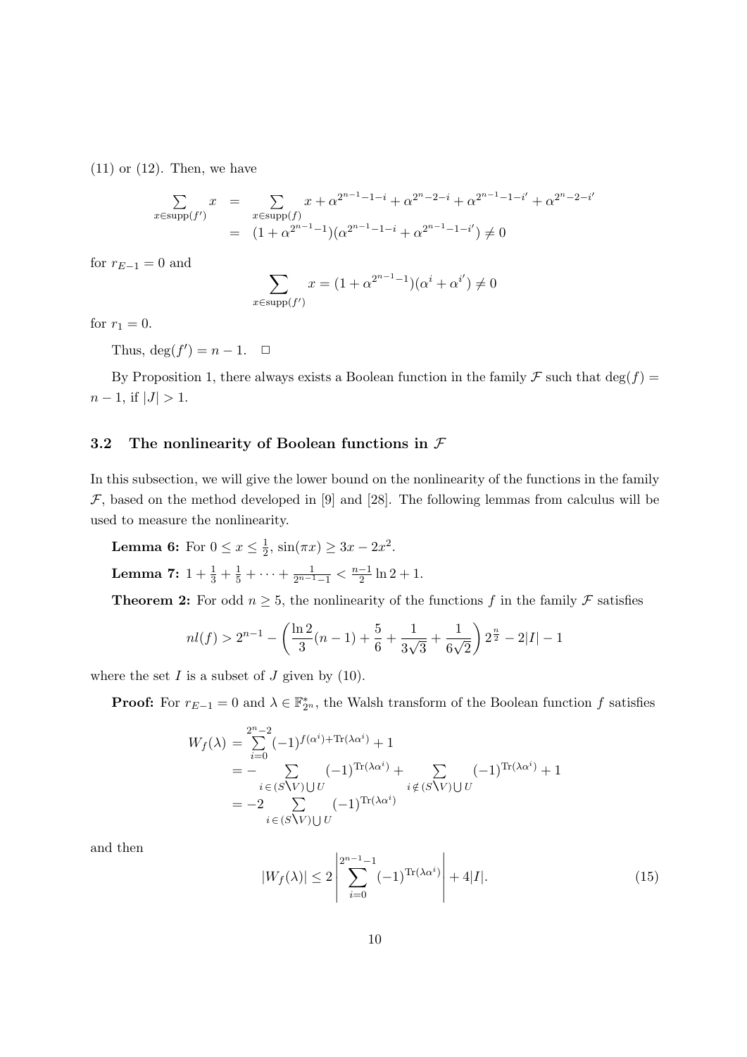(11) or (12). Then, we have

$$
\begin{aligned}
\sum_{x\in \mathrm{supp}(f')} x &= \sum_{x\in \mathrm{supp}(f)} x + \alpha^{2^{n-1}-1-i} + \alpha^{2^n-2-i} + \alpha^{2^{n-1}-1-i'} + \alpha^{2^n-2-i'} \\
&= (1+\alpha^{2^{n-1}-1})(\alpha^{2^{n-1}-1-i} + \alpha^{2^{n-1}-1-i'}) \neq 0
\end{aligned}
$$

for $r_{E-1} = 0$ and

$$
\sum_{x\in \mathrm{supp}(f')} x = (1+\alpha^{2^{n-1}-1})(\alpha^{i} + \alpha^{i'}) \neq 0
$$

for $r_1 = 0$.

Thus, $\deg(f') = n-1$. □

By Proposition 1, there always exists a Boolean function in the family $\mathcal{F}$ such that $\deg(f) = n-1$, if $|J| > 1$.

### 3.2 The nonlinearity of Boolean functions in $\mathcal{F}$

In this subsection, we will give the lower bound on the nonlinearity of the functions in the family $\mathcal{F}$, based on the method developed in [9] and [28]. The following lemmas from calculus will be used to measure the nonlinearity.

**Lemma 6:** For $0 \leq x \leq \frac{1}{2}$, $\sin(\pi x) \geq 3x - 2x^2$.

**Lemma 7:** $1 + \frac{1}{3} + \frac{1}{5} + \cdots + \frac{1}{2^{n-1}-1} < \frac{n-1}{2}\ln 2 + 1$.

**Theorem 2:** For odd $n \geq 5$, the nonlinearity of the functions $f$ in the family $\mathcal{F}$ satisfies

$$
nl(f) > 2^{n-1} - \left(\frac{\ln 2}{3}(n-1) + \frac{5}{6} + \frac{1}{3\sqrt{3}} + \frac{1}{6\sqrt{2}}\right) 2^{\frac{n}{2}} - 2|I| - 1
$$

where the set $I$ is a subset of $J$ given by (10).

**Proof:** For $r_{E-1} = 0$ and $\lambda \in \mathbb{F}_{2^n}^*$, the Walsh transform of the Boolean function $f$ satisfies

$$
\begin{aligned}
W_f(\lambda) &= \sum_{i=0}^{2^n-2} (-1)^{f(\alpha^i)+\mathrm{Tr}(\lambda\alpha^i)} + 1 \\
&= -\sum_{i\,\in\,(S\setminus V)\bigcup U} (-1)^{\mathrm{Tr}(\lambda\alpha^i)} + \sum_{i\,\notin\,(S\setminus V)\bigcup U} (-1)^{\mathrm{Tr}(\lambda\alpha^i)} + 1 \\
&= -2\sum_{i\,\in\,(S\setminus V)\bigcup U} (-1)^{\mathrm{Tr}(\lambda\alpha^i)}
\end{aligned}
$$

and then

$$
|W_f(\lambda)| \leq 2\left|\sum_{i=0}^{2^{n-1}-1} (-1)^{\mathrm{Tr}(\lambda\alpha^i)}\right| + 4|I|. \tag{15}
$$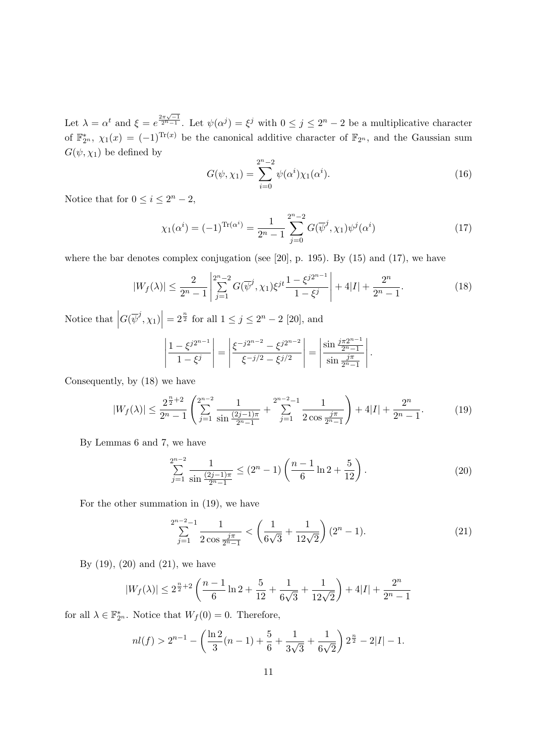Let $\lambda = \alpha^t$ and $\xi = e^{\frac{2\pi\sqrt{-1}}{2^n-1}}$. Let $\psi(\alpha^j) = \xi^j$ with $0 \le j \le 2^n - 2$ be a multiplicative character of $\mathbb{F}_{2^n}^*$, $\chi_1(x) = (-1)^{\mathrm{Tr}(x)}$ be the canonical additive character of $\mathbb{F}_{2^n}$, and the Gaussian sum $G(\psi, \chi_1)$ be defined by

$$G(\psi, \chi_1) = \sum_{i=0}^{2^n-2} \psi(\alpha^i)\chi_1(\alpha^i). \tag{16}$$

Notice that for $0 \le i \le 2^n - 2$,

$$\chi_1(\alpha^i) = (-1)^{\mathrm{Tr}(\alpha^i)} = \frac{1}{2^n - 1} \sum_{j=0}^{2^n-2} G(\overline{\psi}^j, \chi_1)\psi^j(\alpha^i) \tag{17}$$

where the bar denotes complex conjugation (see [20], p. 195). By (15) and (17), we have

$$|W_f(\lambda)| \le \frac{2}{2^n - 1} \left| \sum_{j=1}^{2^n-2} G(\overline{\psi}^j, \chi_1)\xi^{jt} \frac{1 - \xi^{j2^{n-1}}}{1 - \xi^j} \right| + 4|I| + \frac{2^n}{2^n - 1}. \tag{18}$$

Notice that $\left|G(\overline{\psi}^j, \chi_1)\right| = 2^{\frac{n}{2}}$ for all $1 \le j \le 2^n - 2$ [20], and

$$\left| \frac{1 - \xi^{j2^{n-1}}}{1 - \xi^j} \right| = \left| \frac{\xi^{-j2^{n-2}} - \xi^{j2^{n-2}}}{\xi^{-j/2} - \xi^{j/2}} \right| = \left| \frac{\sin \frac{j\pi 2^{n-1}}{2^n-1}}{\sin \frac{j\pi}{2^n-1}} \right|.$$

Consequently, by (18) we have

$$|W_f(\lambda)| \le \frac{2^{\frac{n}{2}+2}}{2^n - 1} \left( \sum_{j=1}^{2^{n-2}} \frac{1}{\sin \frac{(2j-1)\pi}{2^n-1}} + \sum_{j=1}^{2^{n-2}-1} \frac{1}{2\cos \frac{j\pi}{2^n-1}} \right) + 4|I| + \frac{2^n}{2^n - 1}. \tag{19}$$

By Lemmas 6 and 7, we have

$$\sum_{j=1}^{2^{n-2}} \frac{1}{\sin \frac{(2j-1)\pi}{2^n-1}} \le (2^n - 1)\left( \frac{n-1}{6} \ln 2 + \frac{5}{12} \right). \tag{20}$$

For the other summation in (19), we have

$$\sum_{j=1}^{2^{n-2}-1} \frac{1}{2\cos \frac{j\pi}{2^n-1}} < \left( \frac{1}{6\sqrt{3}} + \frac{1}{12\sqrt{2}} \right)(2^n - 1). \tag{21}$$

By (19), (20) and (21), we have

$$|W_f(\lambda)| \le 2^{\frac{n}{2}+2} \left( \frac{n-1}{6} \ln 2 + \frac{5}{12} + \frac{1}{6\sqrt{3}} + \frac{1}{12\sqrt{2}} \right) + 4|I| + \frac{2^n}{2^n - 1}$$

for all $\lambda \in \mathbb{F}_{2^n}^*$. Notice that $W_f(0) = 0$. Therefore,

$$nl(f) > 2^{n-1} - \left( \frac{\ln 2}{3}(n-1) + \frac{5}{6} + \frac{1}{3\sqrt{3}} + \frac{1}{6\sqrt{2}} \right) 2^{\frac{n}{2}} - 2|I| - 1.$$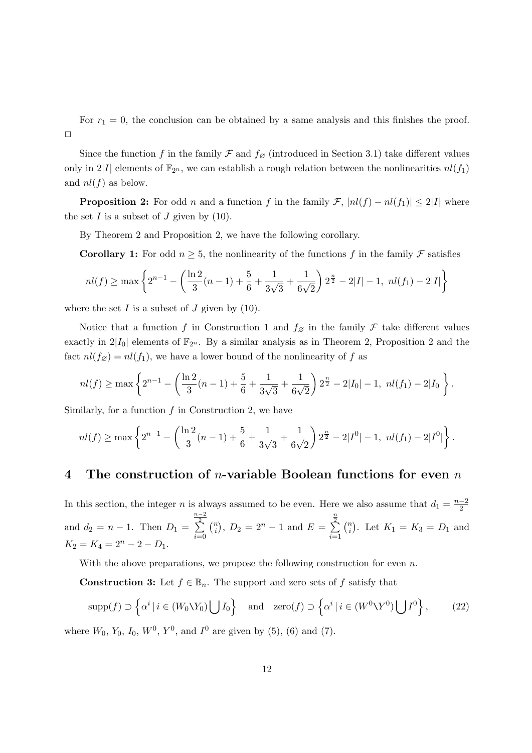For $r_1 = 0$, the conclusion can be obtained by a same analysis and this finishes the proof. □

Since the function $f$ in the family $\mathcal{F}$ and $f_\varnothing$ (introduced in Section 3.1) take different values only in $2|I|$ elements of $\mathbb{F}_{2^n}$, we can establish a rough relation between the nonlinearities $nl(f_1)$ and $nl(f)$ as below.

**Proposition 2:** For odd $n$ and a function $f$ in the family $\mathcal{F}$, $|nl(f) - nl(f_1)| \leq 2|I|$ where the set $I$ is a subset of $J$ given by (10).

By Theorem 2 and Proposition 2, we have the following corollary.

**Corollary 1:** For odd $n \geq 5$, the nonlinearity of the functions $f$ in the family $\mathcal{F}$ satisfies

$$nl(f) \geq \max \left\{ 2^{n-1} - \left( \frac{\ln 2}{3}(n-1) + \frac{5}{6} + \frac{1}{3\sqrt{3}} + \frac{1}{6\sqrt{2}} \right) 2^{\frac{n}{2}} - 2|I| - 1,\ nl(f_1) - 2|I| \right\}$$

where the set $I$ is a subset of $J$ given by (10).

Notice that a function $f$ in Construction 1 and $f_\varnothing$ in the family $\mathcal{F}$ take different values exactly in $2|I_0|$ elements of $\mathbb{F}_{2^n}$. By a similar analysis as in Theorem 2, Proposition 2 and the fact $nl(f_\varnothing) = nl(f_1)$, we have a lower bound of the nonlinearity of $f$ as

$$nl(f) \geq \max \left\{ 2^{n-1} - \left( \frac{\ln 2}{3}(n-1) + \frac{5}{6} + \frac{1}{3\sqrt{3}} + \frac{1}{6\sqrt{2}} \right) 2^{\frac{n}{2}} - 2|I_0| - 1,\ nl(f_1) - 2|I_0| \right\}.$$

Similarly, for a function $f$ in Construction 2, we have

$$nl(f) \geq \max \left\{ 2^{n-1} - \left( \frac{\ln 2}{3}(n-1) + \frac{5}{6} + \frac{1}{3\sqrt{3}} + \frac{1}{6\sqrt{2}} \right) 2^{\frac{n}{2}} - 2|I^0| - 1,\ nl(f_1) - 2|I^0| \right\}.$$

## 4 The construction of $n$-variable Boolean functions for even $n$

In this section, the integer $n$ is always assumed to be even. Here we also assume that $d_1 = \frac{n-2}{2}$ and $d_2 = n - 1$. Then $D_1 = \sum_{i=0}^{\frac{n-2}{2}} \binom{n}{i}$, $D_2 = 2^n - 1$ and $E = \sum_{i=1}^{\frac{n}{2}} \binom{n}{i}$. Let $K_1 = K_3 = D_1$ and $K_2 = K_4 = 2^n - 2 - D_1$.

With the above preparations, we propose the following construction for even $n$.

**Construction 3:** Let $f \in \mathbb{B}_n$. The support and zero sets of $f$ satisfy that

$$\text{supp}(f) \supset \left\{ \alpha^i \,|\, i \in (W_0 \backslash Y_0) \bigcup I_0 \right\} \quad \text{and} \quad \text{zero}(f) \supset \left\{ \alpha^i \,|\, i \in (W^0 \backslash Y^0) \bigcup I^0 \right\}, \tag{22}$$

where $W_0$, $Y_0$, $I_0$, $W^0$, $Y^0$, and $I^0$ are given by (5), (6) and (7).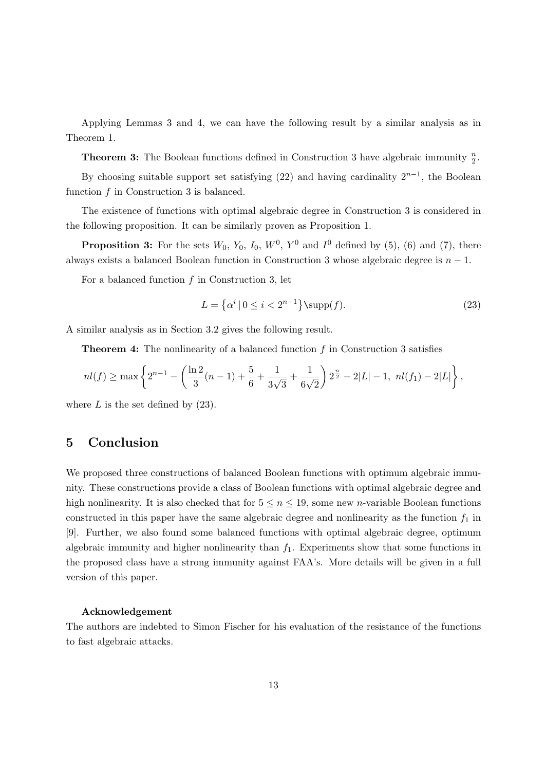Applying Lemmas 3 and 4, we can have the following result by a similar analysis as in Theorem 1.

**Theorem 3:** The Boolean functions defined in Construction 3 have algebraic immunity $\frac{n}{2}$.

By choosing suitable support set satisfying (22) and having cardinality $2^{n-1}$, the Boolean function $f$ in Construction 3 is balanced.

The existence of functions with optimal algebraic degree in Construction 3 is considered in the following proposition. It can be similarly proven as Proposition 1.

**Proposition 3:** For the sets $W_0$, $Y_0$, $I_0$, $W^0$, $Y^0$ and $I^0$ defined by (5), (6) and (7), there always exists a balanced Boolean function in Construction 3 whose algebraic degree is $n-1$.

For a balanced function $f$ in Construction 3, let

$$L = \left\{\alpha^i \,|\, 0 \leq i < 2^{n-1}\right\} \backslash \mathrm{supp}(f). \tag{23}$$

A similar analysis as in Section 3.2 gives the following result.

**Theorem 4:** The nonlinearity of a balanced function $f$ in Construction 3 satisfies

$$nl(f) \geq \max\left\{2^{n-1} - \left(\frac{\ln 2}{3}(n-1) + \frac{5}{6} + \frac{1}{3\sqrt{3}} + \frac{1}{6\sqrt{2}}\right)2^{\frac{n}{2}} - 2|L| - 1,\ nl(f_1) - 2|L|\right\},$$

where $L$ is the set defined by (23).

## 5 Conclusion

We proposed three constructions of balanced Boolean functions with optimum algebraic immunity. These constructions provide a class of Boolean functions with optimal algebraic degree and high nonlinearity. It is also checked that for $5 \leq n \leq 19$, some new $n$-variable Boolean functions constructed in this paper have the same algebraic degree and nonlinearity as the function $f_1$ in [9]. Further, we also found some balanced functions with optimal algebraic degree, optimum algebraic immunity and higher nonlinearity than $f_1$. Experiments show that some functions in the proposed class have a strong immunity against FAA's. More details will be given in a full version of this paper.

**Acknowledgement**

The authors are indebted to Simon Fischer for his evaluation of the resistance of the functions to fast algebraic attacks.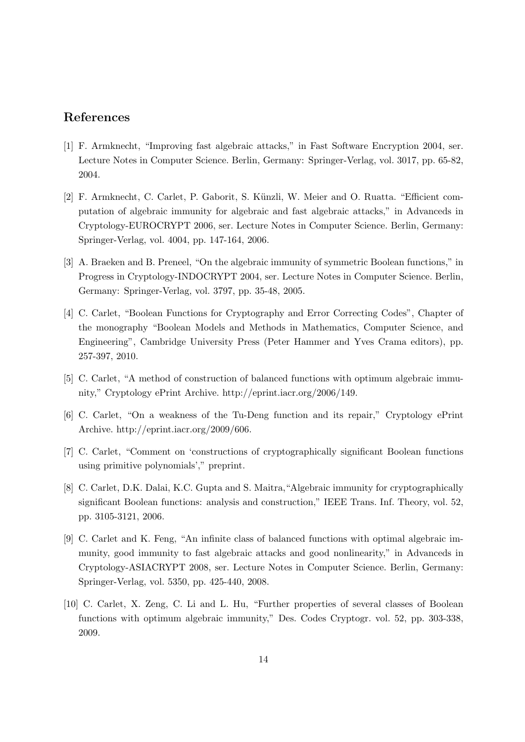## References

[1] F. Armknecht, "Improving fast algebraic attacks," in Fast Software Encryption 2004, ser. Lecture Notes in Computer Science. Berlin, Germany: Springer-Verlag, vol. 3017, pp. 65-82, 2004.

[2] F. Armknecht, C. Carlet, P. Gaborit, S. Künzli, W. Meier and O. Ruatta. "Efficient computation of algebraic immunity for algebraic and fast algebraic attacks," in Advanceds in Cryptology-EUROCRYPT 2006, ser. Lecture Notes in Computer Science. Berlin, Germany: Springer-Verlag, vol. 4004, pp. 147-164, 2006.

[3] A. Braeken and B. Preneel, "On the algebraic immunity of symmetric Boolean functions," in Progress in Cryptology-INDOCRYPT 2004, ser. Lecture Notes in Computer Science. Berlin, Germany: Springer-Verlag, vol. 3797, pp. 35-48, 2005.

[4] C. Carlet, "Boolean Functions for Cryptography and Error Correcting Codes", Chapter of the monography "Boolean Models and Methods in Mathematics, Computer Science, and Engineering", Cambridge University Press (Peter Hammer and Yves Crama editors), pp. 257-397, 2010.

[5] C. Carlet, "A method of construction of balanced functions with optimum algebraic immunity," Cryptology ePrint Archive. http://eprint.iacr.org/2006/149.

[6] C. Carlet, "On a weakness of the Tu-Deng function and its repair," Cryptology ePrint Archive. http://eprint.iacr.org/2009/606.

[7] C. Carlet, "Comment on 'constructions of cryptographically significant Boolean functions using primitive polynomials'," preprint.

[8] C. Carlet, D.K. Dalai, K.C. Gupta and S. Maitra,"Algebraic immunity for cryptographically significant Boolean functions: analysis and construction," IEEE Trans. Inf. Theory, vol. 52, pp. 3105-3121, 2006.

[9] C. Carlet and K. Feng, "An infinite class of balanced functions with optimal algebraic immunity, good immunity to fast algebraic attacks and good nonlinearity," in Advanceds in Cryptology-ASIACRYPT 2008, ser. Lecture Notes in Computer Science. Berlin, Germany: Springer-Verlag, vol. 5350, pp. 425-440, 2008.

[10] C. Carlet, X. Zeng, C. Li and L. Hu, "Further properties of several classes of Boolean functions with optimum algebraic immunity," Des. Codes Cryptogr. vol. 52, pp. 303-338, 2009.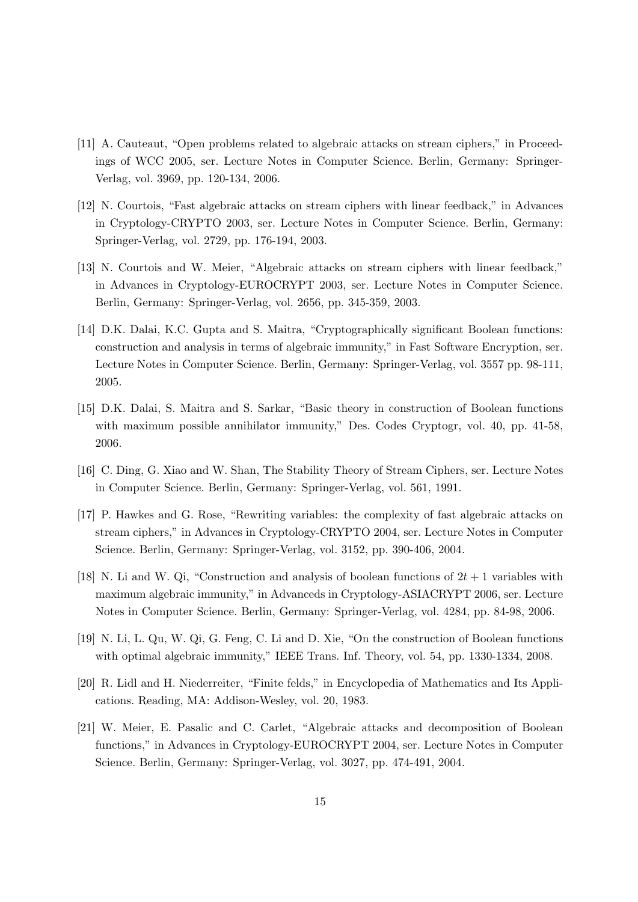[11] A. Cauteaut, "Open problems related to algebraic attacks on stream ciphers," in Proceedings of WCC 2005, ser. Lecture Notes in Computer Science. Berlin, Germany: Springer-Verlag, vol. 3969, pp. 120-134, 2006.

[12] N. Courtois, "Fast algebraic attacks on stream ciphers with linear feedback," in Advances in Cryptology-CRYPTO 2003, ser. Lecture Notes in Computer Science. Berlin, Germany: Springer-Verlag, vol. 2729, pp. 176-194, 2003.

[13] N. Courtois and W. Meier, "Algebraic attacks on stream ciphers with linear feedback," in Advances in Cryptology-EUROCRYPT 2003, ser. Lecture Notes in Computer Science. Berlin, Germany: Springer-Verlag, vol. 2656, pp. 345-359, 2003.

[14] D.K. Dalai, K.C. Gupta and S. Maitra, "Cryptographically significant Boolean functions: construction and analysis in terms of algebraic immunity," in Fast Software Encryption, ser. Lecture Notes in Computer Science. Berlin, Germany: Springer-Verlag, vol. 3557 pp. 98-111, 2005.

[15] D.K. Dalai, S. Maitra and S. Sarkar, "Basic theory in construction of Boolean functions with maximum possible annihilator immunity," Des. Codes Cryptogr, vol. 40, pp. 41-58, 2006.

[16] C. Ding, G. Xiao and W. Shan, The Stability Theory of Stream Ciphers, ser. Lecture Notes in Computer Science. Berlin, Germany: Springer-Verlag, vol. 561, 1991.

[17] P. Hawkes and G. Rose, "Rewriting variables: the complexity of fast algebraic attacks on stream ciphers," in Advances in Cryptology-CRYPTO 2004, ser. Lecture Notes in Computer Science. Berlin, Germany: Springer-Verlag, vol. 3152, pp. 390-406, 2004.

[18] N. Li and W. Qi, "Construction and analysis of boolean functions of $2t+1$ variables with maximum algebraic immunity," in Advanceds in Cryptology-ASIACRYPT 2006, ser. Lecture Notes in Computer Science. Berlin, Germany: Springer-Verlag, vol. 4284, pp. 84-98, 2006.

[19] N. Li, L. Qu, W. Qi, G. Feng, C. Li and D. Xie, "On the construction of Boolean functions with optimal algebraic immunity," IEEE Trans. Inf. Theory, vol. 54, pp. 1330-1334, 2008.

[20] R. Lidl and H. Niederreiter, "Finite felds," in Encyclopedia of Mathematics and Its Applications. Reading, MA: Addison-Wesley, vol. 20, 1983.

[21] W. Meier, E. Pasalic and C. Carlet, "Algebraic attacks and decomposition of Boolean functions," in Advances in Cryptology-EUROCRYPT 2004, ser. Lecture Notes in Computer Science. Berlin, Germany: Springer-Verlag, vol. 3027, pp. 474-491, 2004.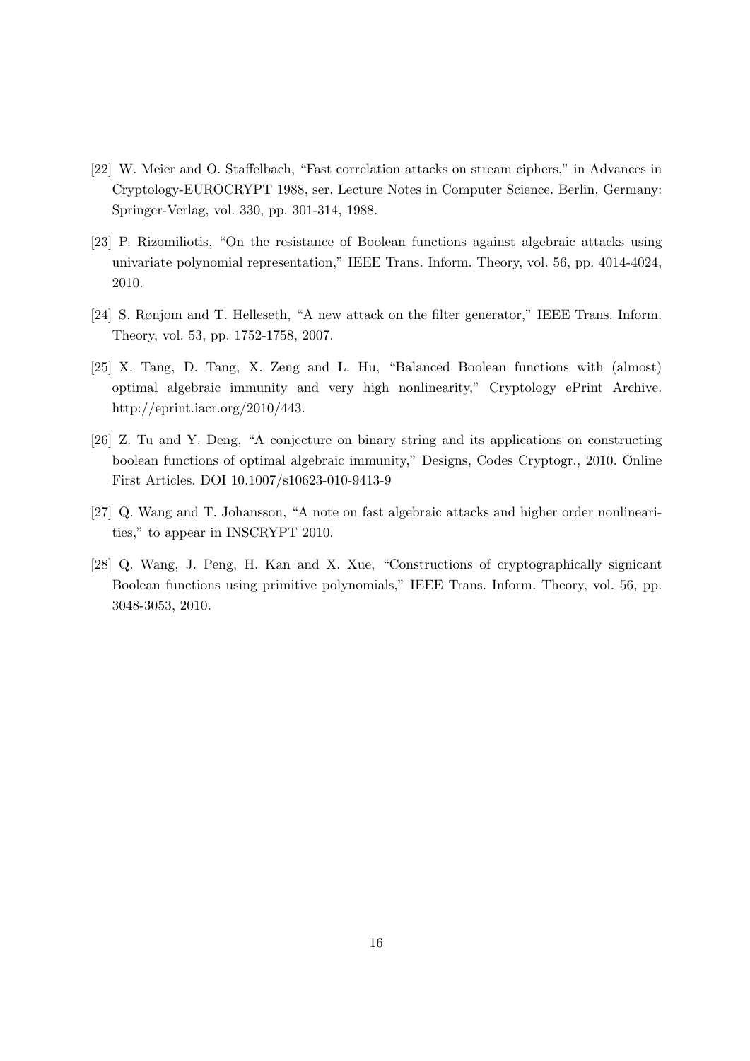[22] W. Meier and O. Staffelbach, "Fast correlation attacks on stream ciphers," in Advances in Cryptology-EUROCRYPT 1988, ser. Lecture Notes in Computer Science. Berlin, Germany: Springer-Verlag, vol. 330, pp. 301-314, 1988.

[23] P. Rizomiliotis, "On the resistance of Boolean functions against algebraic attacks using univariate polynomial representation," IEEE Trans. Inform. Theory, vol. 56, pp. 4014-4024, 2010.

[24] S. Rønjom and T. Helleseth, "A new attack on the filter generator," IEEE Trans. Inform. Theory, vol. 53, pp. 1752-1758, 2007.

[25] X. Tang, D. Tang, X. Zeng and L. Hu, "Balanced Boolean functions with (almost) optimal algebraic immunity and very high nonlinearity," Cryptology ePrint Archive. http://eprint.iacr.org/2010/443.

[26] Z. Tu and Y. Deng, "A conjecture on binary string and its applications on constructing boolean functions of optimal algebraic immunity," Designs, Codes Cryptogr., 2010. Online First Articles. DOI 10.1007/s10623-010-9413-9

[27] Q. Wang and T. Johansson, "A note on fast algebraic attacks and higher order nonlinearities," to appear in INSCRYPT 2010.

[28] Q. Wang, J. Peng, H. Kan and X. Xue, "Constructions of cryptographically signicant Boolean functions using primitive polynomials," IEEE Trans. Inform. Theory, vol. 56, pp. 3048-3053, 2010.